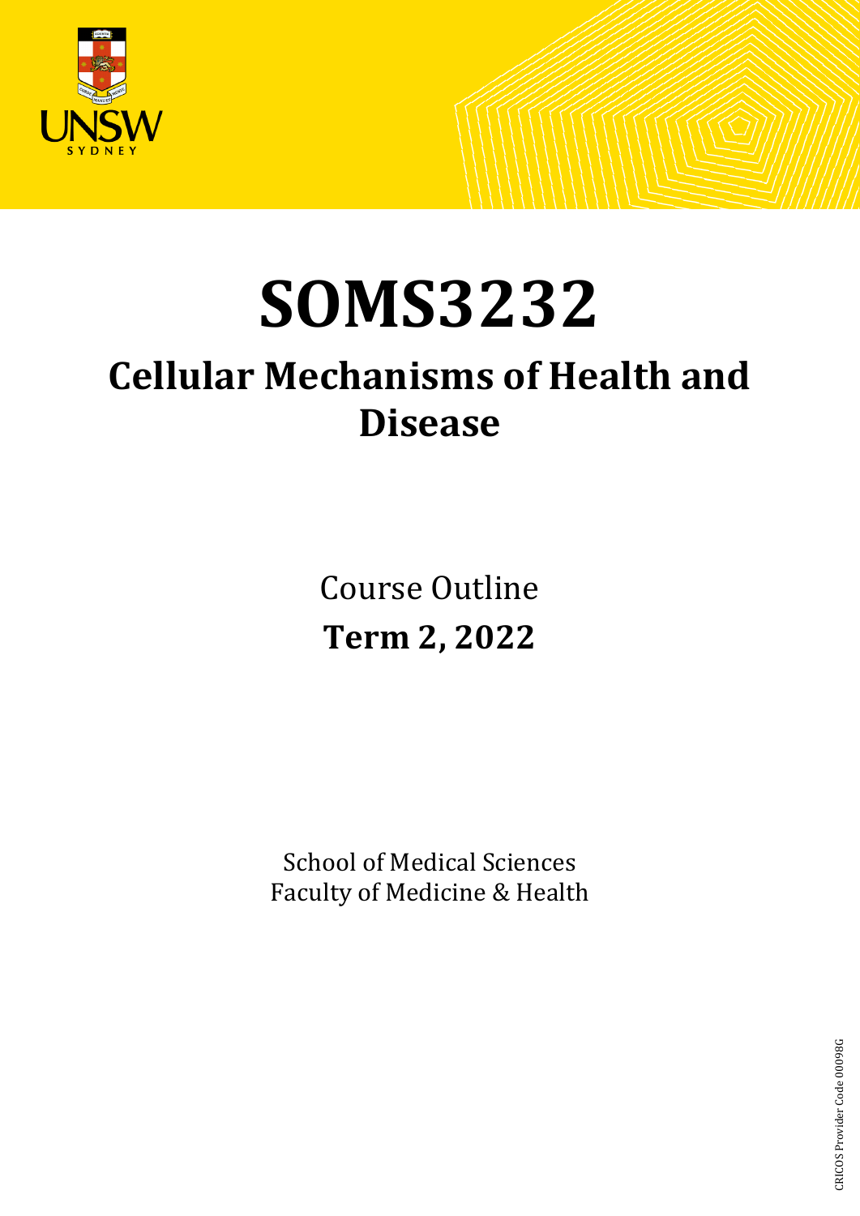# SOMS3232

## Cellular Mechanisms of Health and Disease

Course Outline

**Term 2, 2022**

School of Medical Sciences
Faculty of Medicine & Health

CRICOS Provider Code 00098G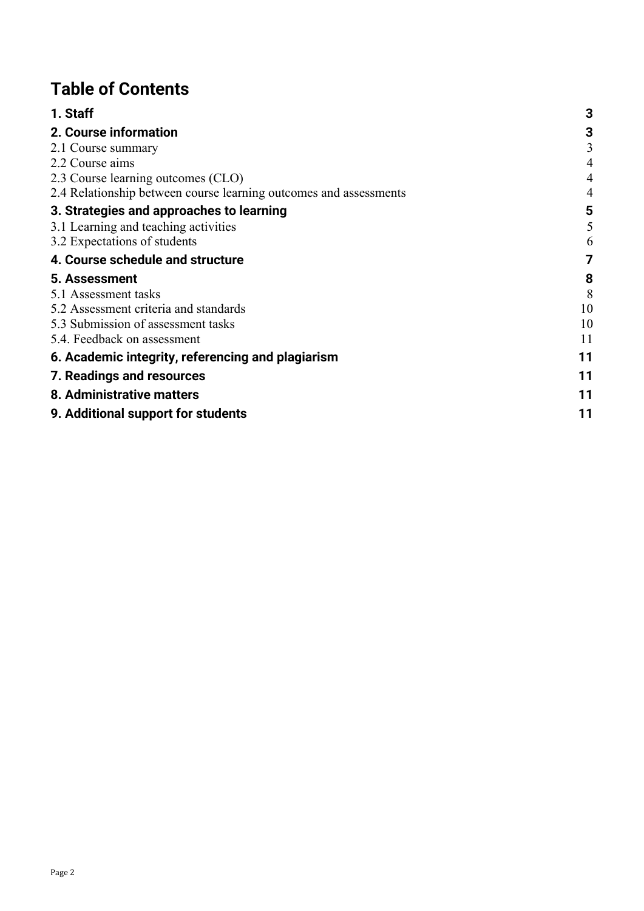# Table of Contents

| | |
|---|---|
| **1. Staff** | **3** |
| **2. Course information** | **3** |
| 2.1 Course summary | 3 |
| 2.2 Course aims | 4 |
| 2.3 Course learning outcomes (CLO) | 4 |
| 2.4 Relationship between course learning outcomes and assessments | 4 |
| **3. Strategies and approaches to learning** | **5** |
| 3.1 Learning and teaching activities | 5 |
| 3.2 Expectations of students | 6 |
| **4. Course schedule and structure** | **7** |
| **5. Assessment** | **8** |
| 5.1 Assessment tasks | 8 |
| 5.2 Assessment criteria and standards | 10 |
| 5.3 Submission of assessment tasks | 10 |
| 5.4. Feedback on assessment | 11 |
| **6. Academic integrity, referencing and plagiarism** | **11** |
| **7. Readings and resources** | **11** |
| **8. Administrative matters** | **11** |
| **9. Additional support for students** | **11** |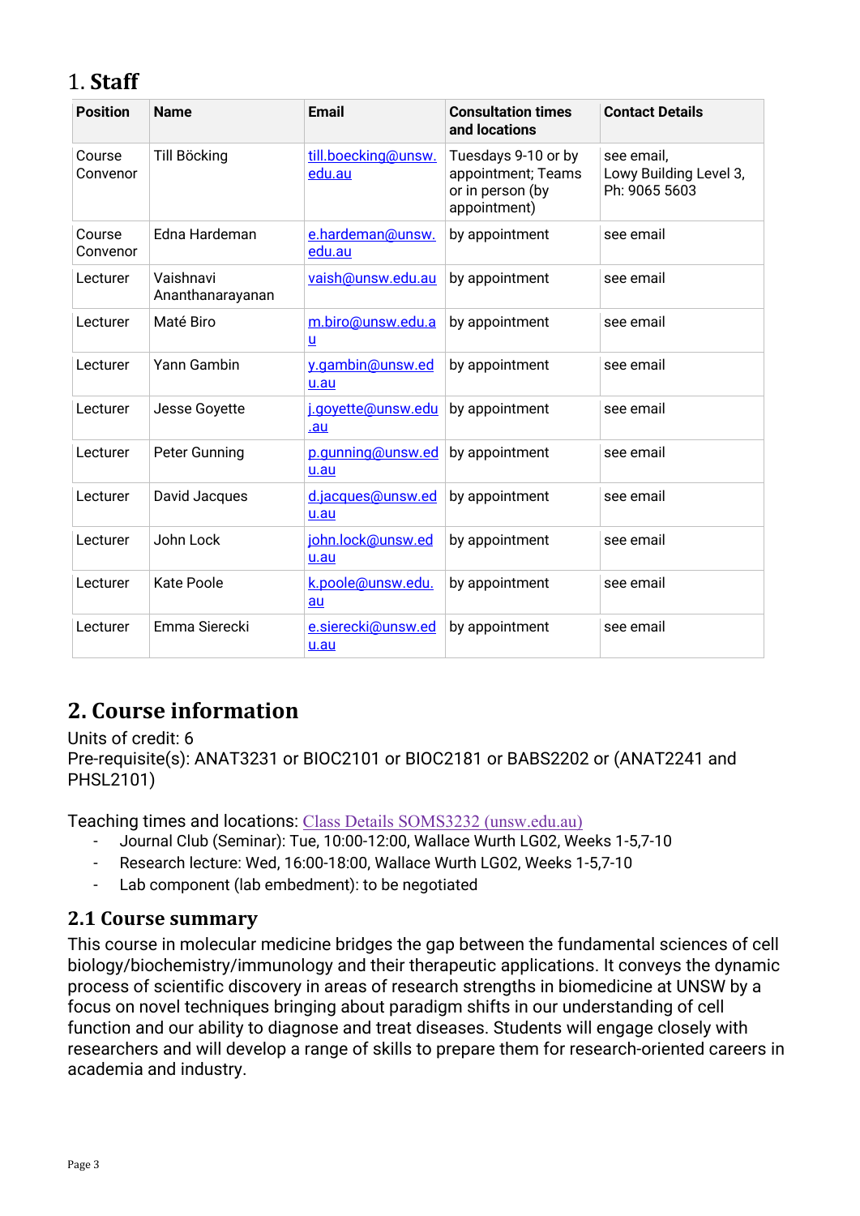## 1. Staff

| Position | Name | Email | Consultation times and locations | Contact Details |
|---|---|---|---|---|
| Course Convenor | Till Böcking | till.boecking@unsw.edu.au | Tuesdays 9-10 or by appointment; Teams or in person (by appointment) | see email, Lowy Building Level 3, Ph: 9065 5603 |
| Course Convenor | Edna Hardeman | e.hardeman@unsw.edu.au | by appointment | see email |
| Lecturer | Vaishnavi Ananthanarayanan | vaish@unsw.edu.au | by appointment | see email |
| Lecturer | Maté Biro | m.biro@unsw.edu.au | by appointment | see email |
| Lecturer | Yann Gambin | y.gambin@unsw.edu.au | by appointment | see email |
| Lecturer | Jesse Goyette | j.goyette@unsw.edu.au | by appointment | see email |
| Lecturer | Peter Gunning | p.gunning@unsw.edu.au | by appointment | see email |
| Lecturer | David Jacques | d.jacques@unsw.edu.au | by appointment | see email |
| Lecturer | John Lock | john.lock@unsw.edu.au | by appointment | see email |
| Lecturer | Kate Poole | k.poole@unsw.edu.au | by appointment | see email |
| Lecturer | Emma Sierecki | e.sierecki@unsw.edu.au | by appointment | see email |

## 2. Course information

Units of credit: 6
Pre-requisite(s): ANAT3231 or BIOC2101 or BIOC2181 or BABS2202 or (ANAT2241 and PHSL2101)

Teaching times and locations: Class Details SOMS3232 (unsw.edu.au)

- Journal Club (Seminar): Tue, 10:00-12:00, Wallace Wurth LG02, Weeks 1-5,7-10
- Research lecture: Wed, 16:00-18:00, Wallace Wurth LG02, Weeks 1-5,7-10
- Lab component (lab embedment): to be negotiated

### 2.1 Course summary

This course in molecular medicine bridges the gap between the fundamental sciences of cell biology/biochemistry/immunology and their therapeutic applications. It conveys the dynamic process of scientific discovery in areas of research strengths in biomedicine at UNSW by a focus on novel techniques bringing about paradigm shifts in our understanding of cell function and our ability to diagnose and treat diseases. Students will engage closely with researchers and will develop a range of skills to prepare them for research-oriented careers in academia and industry.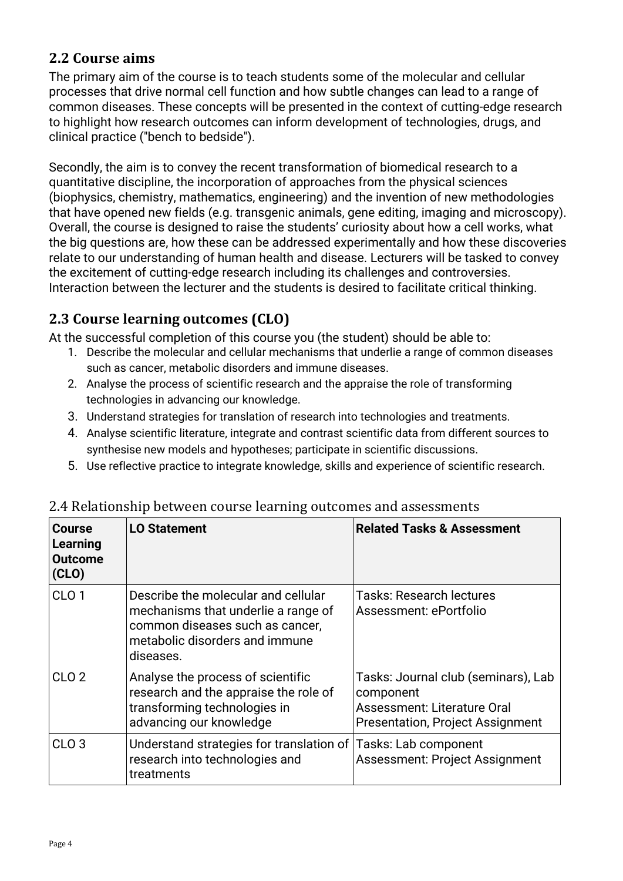## 2.2 Course aims

The primary aim of the course is to teach students some of the molecular and cellular processes that drive normal cell function and how subtle changes can lead to a range of common diseases. These concepts will be presented in the context of cutting-edge research to highlight how research outcomes can inform development of technologies, drugs, and clinical practice ("bench to bedside").

Secondly, the aim is to convey the recent transformation of biomedical research to a quantitative discipline, the incorporation of approaches from the physical sciences (biophysics, chemistry, mathematics, engineering) and the invention of new methodologies that have opened new fields (e.g. transgenic animals, gene editing, imaging and microscopy). Overall, the course is designed to raise the students' curiosity about how a cell works, what the big questions are, how these can be addressed experimentally and how these discoveries relate to our understanding of human health and disease. Lecturers will be tasked to convey the excitement of cutting-edge research including its challenges and controversies. Interaction between the lecturer and the students is desired to facilitate critical thinking.

## 2.3 Course learning outcomes (CLO)

At the successful completion of this course you (the student) should be able to:

1. Describe the molecular and cellular mechanisms that underlie a range of common diseases such as cancer, metabolic disorders and immune diseases.
2. Analyse the process of scientific research and the appraise the role of transforming technologies in advancing our knowledge.
3. Understand strategies for translation of research into technologies and treatments.
4. Analyse scientific literature, integrate and contrast scientific data from different sources to synthesise new models and hypotheses; participate in scientific discussions.
5. Use reflective practice to integrate knowledge, skills and experience of scientific research.

## 2.4 Relationship between course learning outcomes and assessments

| Course Learning Outcome (CLO) | LO Statement | Related Tasks & Assessment |
|---|---|---|
| CLO 1 | Describe the molecular and cellular mechanisms that underlie a range of common diseases such as cancer, metabolic disorders and immune diseases. | Tasks: Research lectures<br>Assessment: ePortfolio |
| CLO 2 | Analyse the process of scientific research and the appraise the role of transforming technologies in advancing our knowledge | Tasks: Journal club (seminars), Lab component<br>Assessment: Literature Oral Presentation, Project Assignment |
| CLO 3 | Understand strategies for translation of research into technologies and treatments | Tasks: Lab component<br>Assessment: Project Assignment |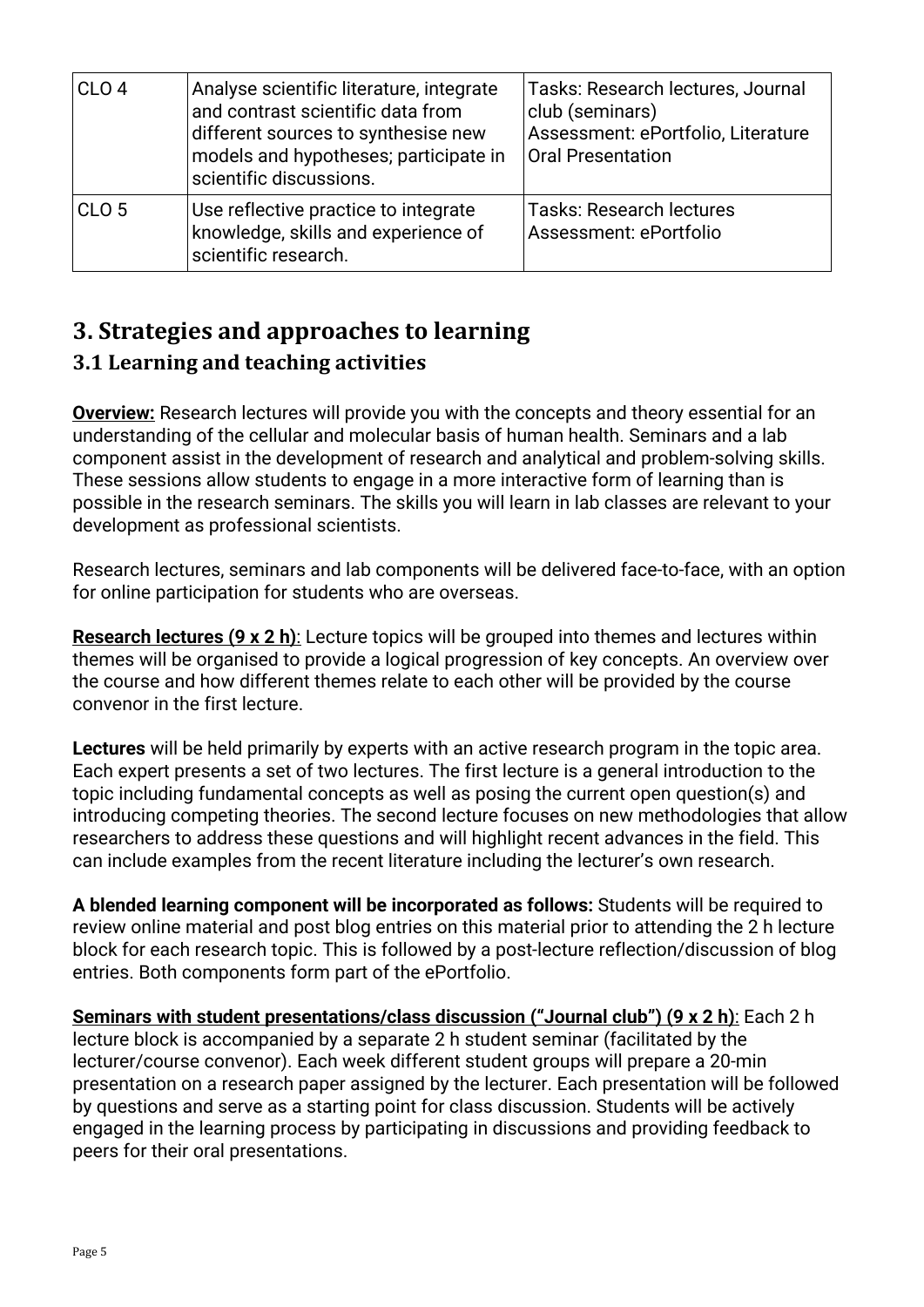| CLO 4 | Analyse scientific literature, integrate and contrast scientific data from different sources to synthesise new models and hypotheses; participate in scientific discussions. | Tasks: Research lectures, Journal club (seminars)<br>Assessment: ePortfolio, Literature Oral Presentation |
|---|---|---|
| CLO 5 | Use reflective practice to integrate knowledge, skills and experience of scientific research. | Tasks: Research lectures<br>Assessment: ePortfolio |

# 3. Strategies and approaches to learning

## 3.1 Learning and teaching activities

**Overview:** Research lectures will provide you with the concepts and theory essential for an understanding of the cellular and molecular basis of human health. Seminars and a lab component assist in the development of research and analytical and problem-solving skills. These sessions allow students to engage in a more interactive form of learning than is possible in the research seminars. The skills you will learn in lab classes are relevant to your development as professional scientists.

Research lectures, seminars and lab components will be delivered face-to-face, with an option for online participation for students who are overseas.

**Research lectures (9 x 2 h)**: Lecture topics will be grouped into themes and lectures within themes will be organised to provide a logical progression of key concepts. An overview over the course and how different themes relate to each other will be provided by the course convenor in the first lecture.

**Lectures** will be held primarily by experts with an active research program in the topic area. Each expert presents a set of two lectures. The first lecture is a general introduction to the topic including fundamental concepts as well as posing the current open question(s) and introducing competing theories. The second lecture focuses on new methodologies that allow researchers to address these questions and will highlight recent advances in the field. This can include examples from the recent literature including the lecturer's own research.

**A blended learning component will be incorporated as follows:** Students will be required to review online material and post blog entries on this material prior to attending the 2 h lecture block for each research topic. This is followed by a post-lecture reflection/discussion of blog entries. Both components form part of the ePortfolio.

**Seminars with student presentations/class discussion ("Journal club") (9 x 2 h)**: Each 2 h lecture block is accompanied by a separate 2 h student seminar (facilitated by the lecturer/course convenor). Each week different student groups will prepare a 20-min presentation on a research paper assigned by the lecturer. Each presentation will be followed by questions and serve as a starting point for class discussion. Students will be actively engaged in the learning process by participating in discussions and providing feedback to peers for their oral presentations.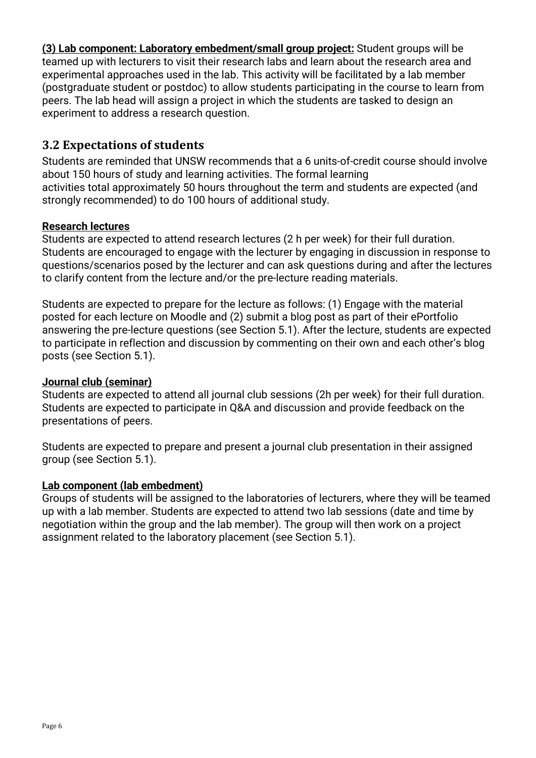**(3) Lab component: Laboratory embedment/small group project:** Student groups will be teamed up with lecturers to visit their research labs and learn about the research area and experimental approaches used in the lab. This activity will be facilitated by a lab member (postgraduate student or postdoc) to allow students participating in the course to learn from peers. The lab head will assign a project in which the students are tasked to design an experiment to address a research question.

## 3.2 Expectations of students

Students are reminded that UNSW recommends that a 6 units-of-credit course should involve about 150 hours of study and learning activities. The formal learning activities total approximately 50 hours throughout the term and students are expected (and strongly recommended) to do 100 hours of additional study.

**Research lectures**

Students are expected to attend research lectures (2 h per week) for their full duration. Students are encouraged to engage with the lecturer by engaging in discussion in response to questions/scenarios posed by the lecturer and can ask questions during and after the lectures to clarify content from the lecture and/or the pre-lecture reading materials.

Students are expected to prepare for the lecture as follows: (1) Engage with the material posted for each lecture on Moodle and (2) submit a blog post as part of their ePortfolio answering the pre-lecture questions (see Section 5.1). After the lecture, students are expected to participate in reflection and discussion by commenting on their own and each other's blog posts (see Section 5.1).

**Journal club (seminar)**

Students are expected to attend all journal club sessions (2h per week) for their full duration. Students are expected to participate in Q&A and discussion and provide feedback on the presentations of peers.

Students are expected to prepare and present a journal club presentation in their assigned group (see Section 5.1).

**Lab component (lab embedment)**

Groups of students will be assigned to the laboratories of lecturers, where they will be teamed up with a lab member. Students are expected to attend two lab sessions (date and time by negotiation within the group and the lab member). The group will then work on a project assignment related to the laboratory placement (see Section 5.1).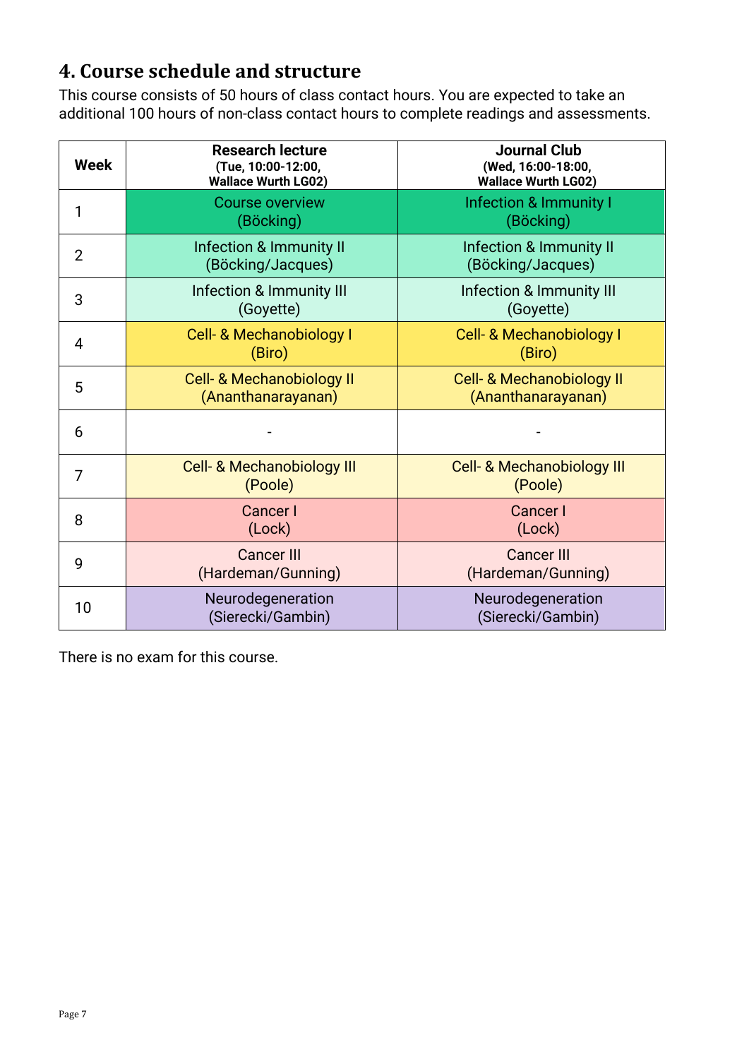## 4. Course schedule and structure

This course consists of 50 hours of class contact hours. You are expected to take an additional 100 hours of non-class contact hours to complete readings and assessments.

| Week | Research lecture (Tue, 10:00-12:00, Wallace Wurth LG02) | Journal Club (Wed, 16:00-18:00, Wallace Wurth LG02) |
|---|---|---|
| 1 | Course overview (Böcking) | Infection & Immunity I (Böcking) |
| 2 | Infection & Immunity II (Böcking/Jacques) | Infection & Immunity II (Böcking/Jacques) |
| 3 | Infection & Immunity III (Goyette) | Infection & Immunity III (Goyette) |
| 4 | Cell- & Mechanobiology I (Biro) | Cell- & Mechanobiology I (Biro) |
| 5 | Cell- & Mechanobiology II (Ananthanarayanan) | Cell- & Mechanobiology II (Ananthanarayanan) |
| 6 | - | - |
| 7 | Cell- & Mechanobiology III (Poole) | Cell- & Mechanobiology III (Poole) |
| 8 | Cancer I (Lock) | Cancer I (Lock) |
| 9 | Cancer III (Hardeman/Gunning) | Cancer III (Hardeman/Gunning) |
| 10 | Neurodegeneration (Sierecki/Gambin) | Neurodegeneration (Sierecki/Gambin) |

There is no exam for this course.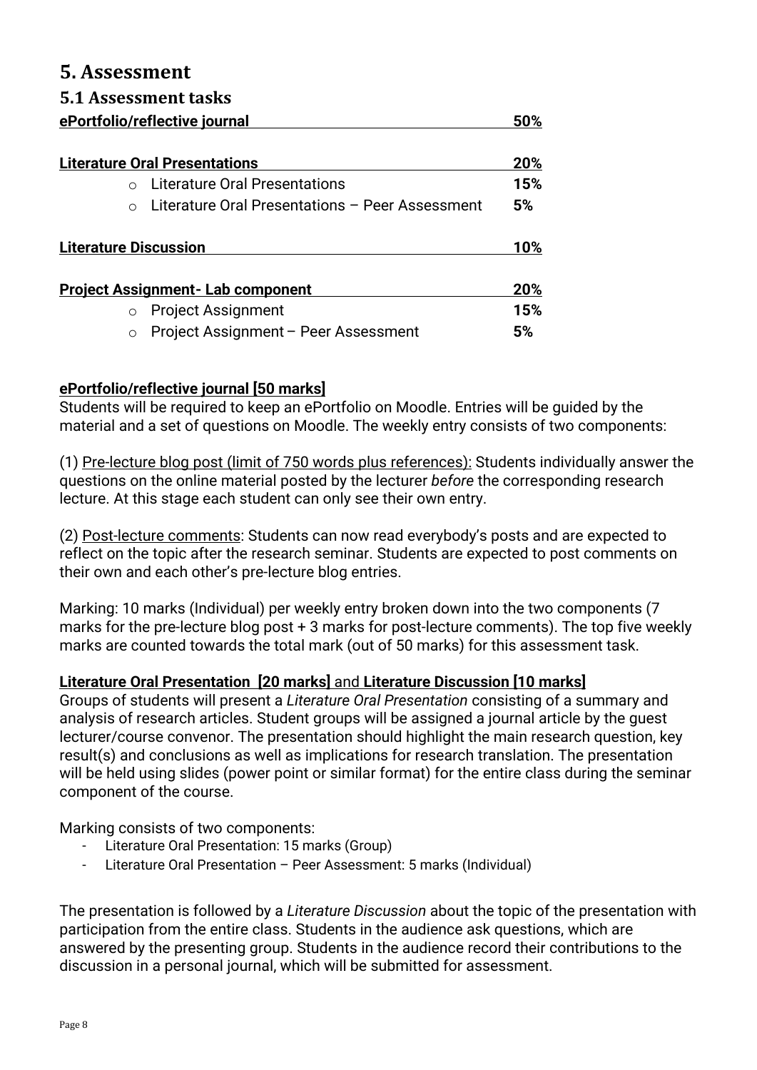# 5. Assessment

## 5.1 Assessment tasks

| Assessment task | Weight |
|---|---|
| **ePortfolio/reflective journal** | **50%** |
| **Literature Oral Presentations** | **20%** |
| ○ Literature Oral Presentations | **15%** |
| ○ Literature Oral Presentations – Peer Assessment | **5%** |
| **Literature Discussion** | **10%** |
| **Project Assignment- Lab component** | **20%** |
| ○ Project Assignment | **15%** |
| ○ Project Assignment – Peer Assessment | **5%** |

**ePortfolio/reflective journal [50 marks]**

Students will be required to keep an ePortfolio on Moodle. Entries will be guided by the material and a set of questions on Moodle. The weekly entry consists of two components:

(1) Pre-lecture blog post (limit of 750 words plus references): Students individually answer the questions on the online material posted by the lecturer *before* the corresponding research lecture. At this stage each student can only see their own entry.

(2) Post-lecture comments: Students can now read everybody's posts and are expected to reflect on the topic after the research seminar. Students are expected to post comments on their own and each other's pre-lecture blog entries.

Marking: 10 marks (Individual) per weekly entry broken down into the two components (7 marks for the pre-lecture blog post + 3 marks for post-lecture comments). The top five weekly marks are counted towards the total mark (out of 50 marks) for this assessment task.

**Literature Oral Presentation [20 marks]** and **Literature Discussion [10 marks]**

Groups of students will present a *Literature Oral Presentation* consisting of a summary and analysis of research articles. Student groups will be assigned a journal article by the guest lecturer/course convenor. The presentation should highlight the main research question, key result(s) and conclusions as well as implications for research translation. The presentation will be held using slides (power point or similar format) for the entire class during the seminar component of the course.

Marking consists of two components:

- Literature Oral Presentation: 15 marks (Group)
- Literature Oral Presentation – Peer Assessment: 5 marks (Individual)

The presentation is followed by a *Literature Discussion* about the topic of the presentation with participation from the entire class. Students in the audience ask questions, which are answered by the presenting group. Students in the audience record their contributions to the discussion in a personal journal, which will be submitted for assessment.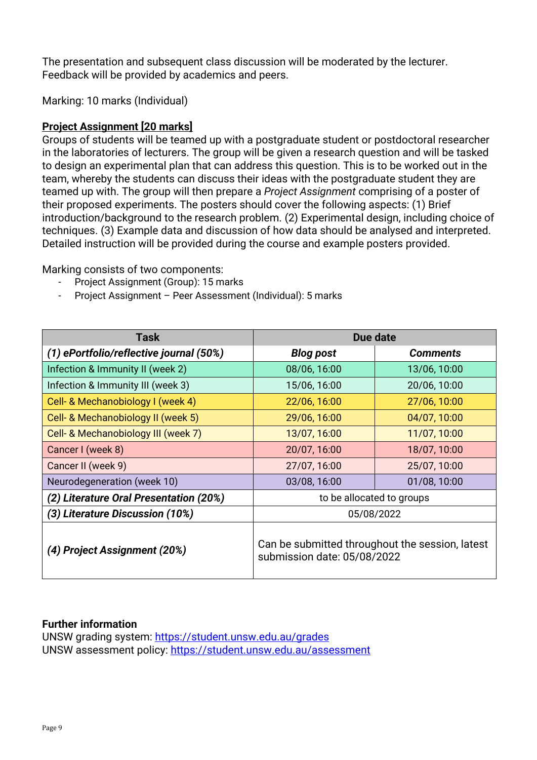The presentation and subsequent class discussion will be moderated by the lecturer. Feedback will be provided by academics and peers.

Marking: 10 marks (Individual)

**Project Assignment [20 marks]**

Groups of students will be teamed up with a postgraduate student or postdoctoral researcher in the laboratories of lecturers. The group will be given a research question and will be tasked to design an experimental plan that can address this question. This is to be worked out in the team, whereby the students can discuss their ideas with the postgraduate student they are teamed up with. The group will then prepare a *Project Assignment* comprising of a poster of their proposed experiments. The posters should cover the following aspects: (1) Brief introduction/background to the research problem. (2) Experimental design, including choice of techniques. (3) Example data and discussion of how data should be analysed and interpreted. Detailed instruction will be provided during the course and example posters provided.

Marking consists of two components:

- Project Assignment (Group): 15 marks
- Project Assignment – Peer Assessment (Individual): 5 marks

| Task | Due date | |
|---|---|---|
| ***(1) ePortfolio/reflective journal (50%)*** | ***Blog post*** | ***Comments*** |
| Infection & Immunity II (week 2) | 08/06, 16:00 | 13/06, 10:00 |
| Infection & Immunity III (week 3) | 15/06, 16:00 | 20/06, 10:00 |
| Cell- & Mechanobiology I (week 4) | 22/06, 16:00 | 27/06, 10:00 |
| Cell- & Mechanobiology II (week 5) | 29/06, 16:00 | 04/07, 10:00 |
| Cell- & Mechanobiology III (week 7) | 13/07, 16:00 | 11/07, 10:00 |
| Cancer I (week 8) | 20/07, 16:00 | 18/07, 10:00 |
| Cancer II (week 9) | 27/07, 16:00 | 25/07, 10:00 |
| Neurodegeneration (week 10) | 03/08, 16:00 | 01/08, 10:00 |
| ***(2) Literature Oral Presentation (20%)*** | to be allocated to groups | |
| ***(3) Literature Discussion (10%)*** | 05/08/2022 | |
| ***(4) Project Assignment (20%)*** | Can be submitted throughout the session, latest submission date: 05/08/2022 | |

**Further information**

UNSW grading system: https://student.unsw.edu.au/grades
UNSW assessment policy: https://student.unsw.edu.au/assessment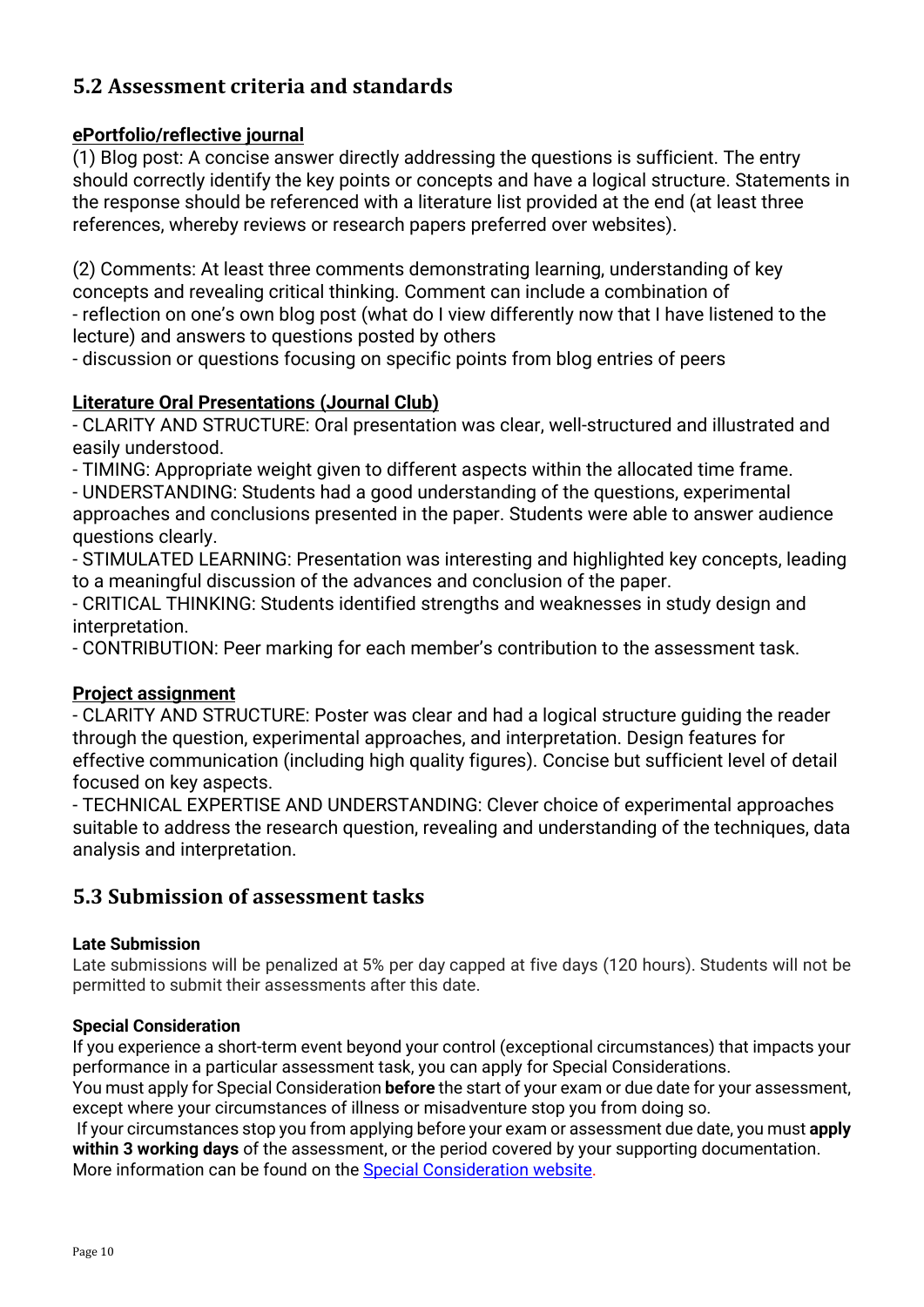## 5.2 Assessment criteria and standards

**ePortfolio/reflective journal**

(1) Blog post: A concise answer directly addressing the questions is sufficient. The entry should correctly identify the key points or concepts and have a logical structure. Statements in the response should be referenced with a literature list provided at the end (at least three references, whereby reviews or research papers preferred over websites).

(2) Comments: At least three comments demonstrating learning, understanding of key concepts and revealing critical thinking. Comment can include a combination of
- reflection on one's own blog post (what do I view differently now that I have listened to the lecture) and answers to questions posted by others
- discussion or questions focusing on specific points from blog entries of peers

**Literature Oral Presentations (Journal Club)**

- CLARITY AND STRUCTURE: Oral presentation was clear, well-structured and illustrated and easily understood.
- TIMING: Appropriate weight given to different aspects within the allocated time frame.
- UNDERSTANDING: Students had a good understanding of the questions, experimental approaches and conclusions presented in the paper. Students were able to answer audience questions clearly.
- STIMULATED LEARNING: Presentation was interesting and highlighted key concepts, leading to a meaningful discussion of the advances and conclusion of the paper.
- CRITICAL THINKING: Students identified strengths and weaknesses in study design and interpretation.
- CONTRIBUTION: Peer marking for each member's contribution to the assessment task.

**Project assignment**

- CLARITY AND STRUCTURE: Poster was clear and had a logical structure guiding the reader through the question, experimental approaches, and interpretation. Design features for effective communication (including high quality figures). Concise but sufficient level of detail focused on key aspects.
- TECHNICAL EXPERTISE AND UNDERSTANDING: Clever choice of experimental approaches suitable to address the research question, revealing and understanding of the techniques, data analysis and interpretation.

## 5.3 Submission of assessment tasks

**Late Submission**

Late submissions will be penalized at 5% per day capped at five days (120 hours). Students will not be permitted to submit their assessments after this date.

**Special Consideration**

If you experience a short-term event beyond your control (exceptional circumstances) that impacts your performance in a particular assessment task, you can apply for Special Considerations.

You must apply for Special Consideration **before** the start of your exam or due date for your assessment, except where your circumstances of illness or misadventure stop you from doing so.

If your circumstances stop you from applying before your exam or assessment due date, you must **apply within 3 working days** of the assessment, or the period covered by your supporting documentation. More information can be found on the [Special Consideration website](Special Consideration website).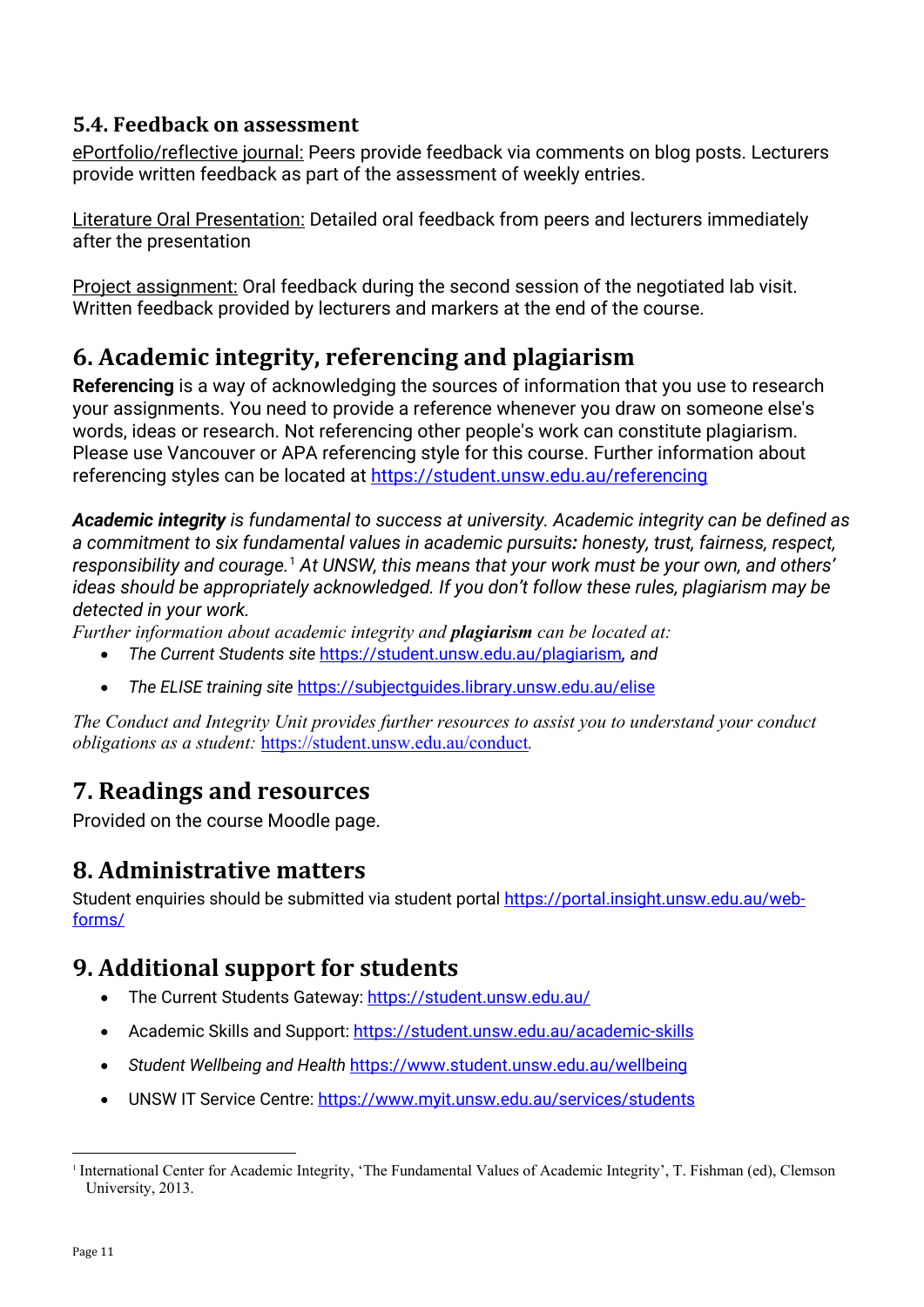### 5.4. Feedback on assessment

ePortfolio/reflective journal: Peers provide feedback via comments on blog posts. Lecturers provide written feedback as part of the assessment of weekly entries.

Literature Oral Presentation: Detailed oral feedback from peers and lecturers immediately after the presentation

Project assignment: Oral feedback during the second session of the negotiated lab visit. Written feedback provided by lecturers and markers at the end of the course.

## 6. Academic integrity, referencing and plagiarism

**Referencing** is a way of acknowledging the sources of information that you use to research your assignments. You need to provide a reference whenever you draw on someone else's words, ideas or research. Not referencing other people's work can constitute plagiarism. Please use Vancouver or APA referencing style for this course. Further information about referencing styles can be located at https://student.unsw.edu.au/referencing

***Academic integrity*** *is fundamental to success at university. Academic integrity can be defined as a commitment to six fundamental values in academic pursuits: honesty, trust, fairness, respect, responsibility and courage.*[1] *At UNSW, this means that your work must be your own, and others' ideas should be appropriately acknowledged. If you don't follow these rules, plagiarism may be detected in your work.*

*Further information about academic integrity and **plagiarism** can be located at:*

- *The Current Students site* https://student.unsw.edu.au/plagiarism*, and*
- *The ELISE training site* https://subjectguides.library.unsw.edu.au/elise

*The Conduct and Integrity Unit provides further resources to assist you to understand your conduct obligations as a student:* https://student.unsw.edu.au/conduct*.*

## 7. Readings and resources

Provided on the course Moodle page.

## 8. Administrative matters

Student enquiries should be submitted via student portal https://portal.insight.unsw.edu.au/web-forms/

## 9. Additional support for students

- The Current Students Gateway: https://student.unsw.edu.au/
- Academic Skills and Support: https://student.unsw.edu.au/academic-skills
- *Student Wellbeing and Health* https://www.student.unsw.edu.au/wellbeing
- UNSW IT Service Centre: https://www.myit.unsw.edu.au/services/students

[1] International Center for Academic Integrity, 'The Fundamental Values of Academic Integrity', T. Fishman (ed), Clemson University, 2013.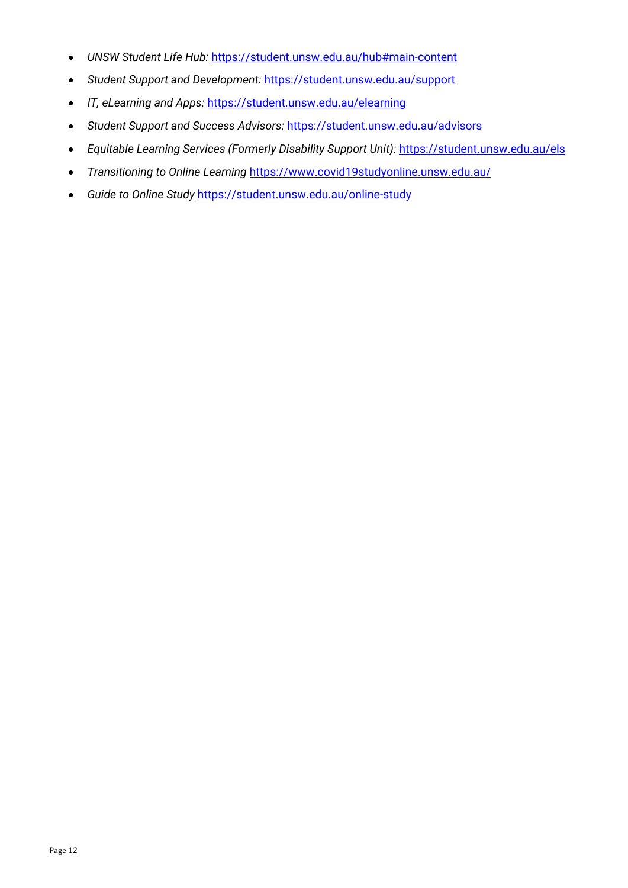- *UNSW Student Life Hub:* https://student.unsw.edu.au/hub#main-content
- *Student Support and Development:* https://student.unsw.edu.au/support
- *IT, eLearning and Apps:* https://student.unsw.edu.au/elearning
- *Student Support and Success Advisors:* https://student.unsw.edu.au/advisors
- *Equitable Learning Services (Formerly Disability Support Unit):* https://student.unsw.edu.au/els
- *Transitioning to Online Learning* https://www.covid19studyonline.unsw.edu.au/
- *Guide to Online Study* https://student.unsw.edu.au/online-study